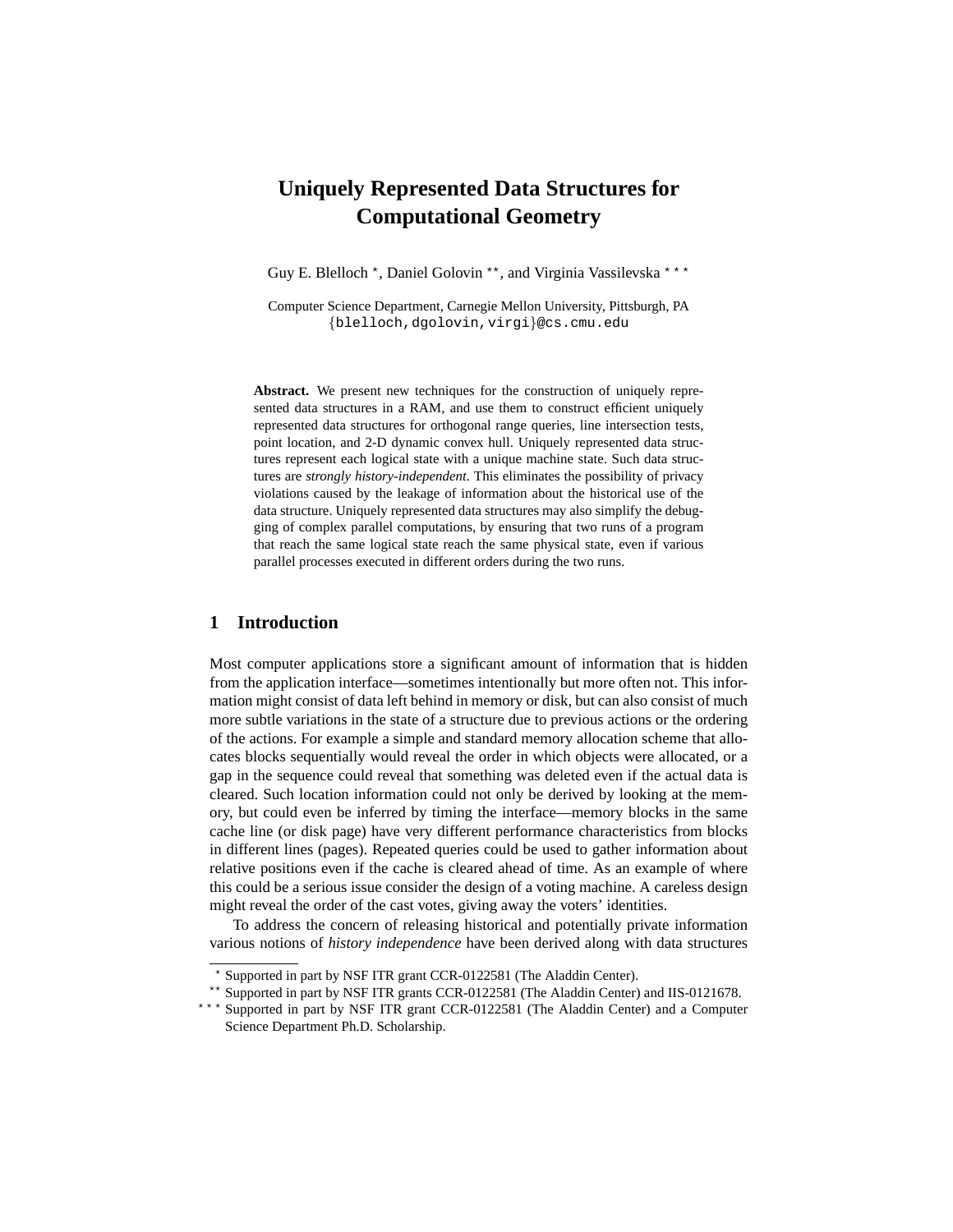# Uniquely Represented Data Structures for Computational Geometry

Guy E. Blelloch [⋆], Daniel Golovin [⋆⋆], and Virginia Vassilevska [⋆⋆⋆]

Computer Science Department, Carnegie Mellon University, Pittsburgh, PA
{blelloch,dgolovin,virgi}@cs.cmu.edu

**Abstract.** We present new techniques for the construction of uniquely represented data structures in a RAM, and use them to construct efficient uniquely represented data structures for orthogonal range queries, line intersection tests, point location, and 2-D dynamic convex hull. Uniquely represented data structures represent each logical state with a unique machine state. Such data structures are *strongly history-independent*. This eliminates the possibility of privacy violations caused by the leakage of information about the historical use of the data structure. Uniquely represented data structures may also simplify the debugging of complex parallel computations, by ensuring that two runs of a program that reach the same logical state reach the same physical state, even if various parallel processes executed in different orders during the two runs.

## 1 Introduction

Most computer applications store a significant amount of information that is hidden from the application interface—sometimes intentionally but more often not. This information might consist of data left behind in memory or disk, but can also consist of much more subtle variations in the state of a structure due to previous actions or the ordering of the actions. For example a simple and standard memory allocation scheme that allocates blocks sequentially would reveal the order in which objects were allocated, or a gap in the sequence could reveal that something was deleted even if the actual data is cleared. Such location information could not only be derived by looking at the memory, but could even be inferred by timing the interface—memory blocks in the same cache line (or disk page) have very different performance characteristics from blocks in different lines (pages). Repeated queries could be used to gather information about relative positions even if the cache is cleared ahead of time. As an example of where this could be a serious issue consider the design of a voting machine. A careless design might reveal the order of the cast votes, giving away the voters' identities.

To address the concern of releasing historical and potentially private information various notions of *history independence* have been derived along with data structures

---

[⋆] Supported in part by NSF ITR grant CCR-0122581 (The Aladdin Center).

[⋆⋆] Supported in part by NSF ITR grants CCR-0122581 (The Aladdin Center) and IIS-0121678.

[⋆⋆⋆] Supported in part by NSF ITR grant CCR-0122581 (The Aladdin Center) and a Computer Science Department Ph.D. Scholarship.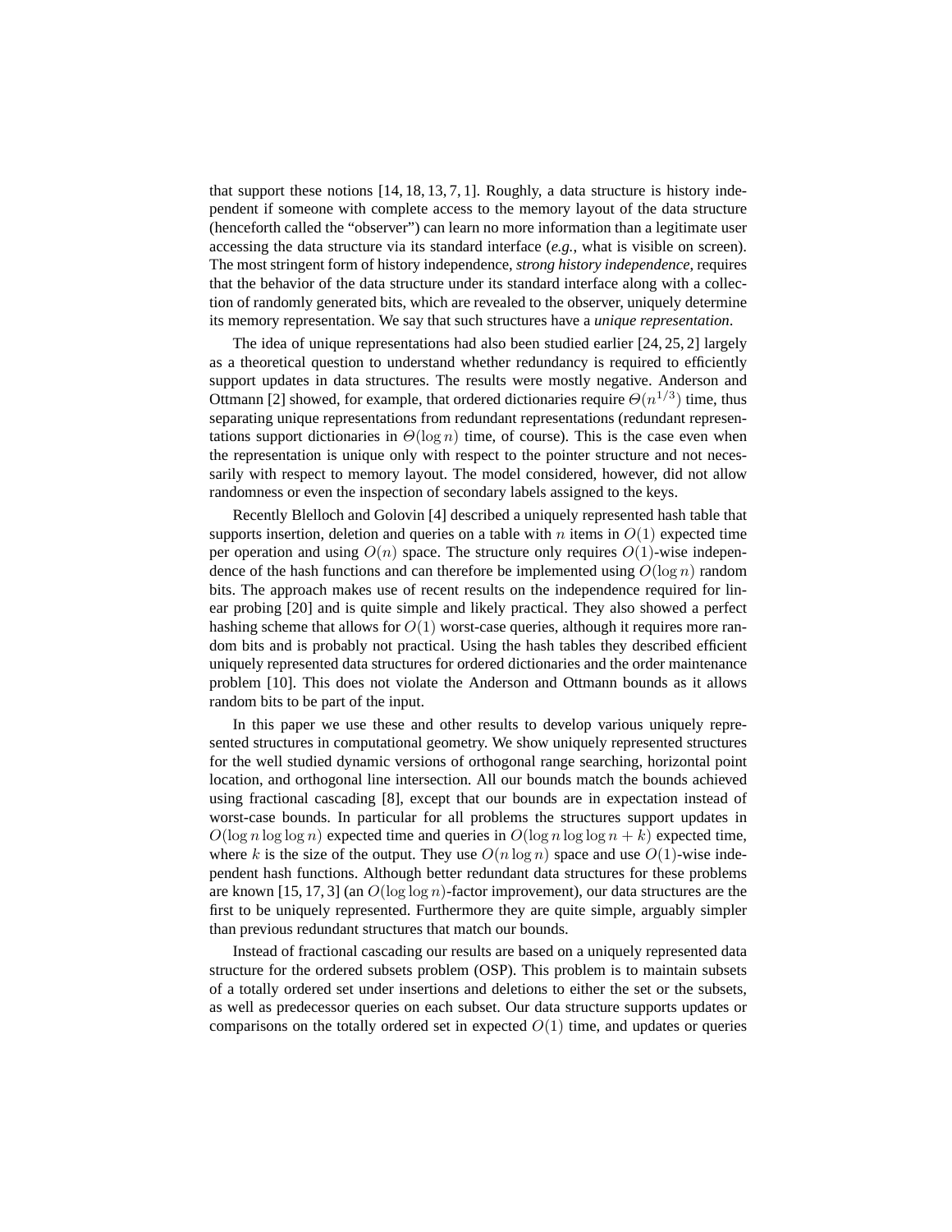that support these notions [14, 18, 13, 7, 1]. Roughly, a data structure is history independent if someone with complete access to the memory layout of the data structure (henceforth called the "observer") can learn no more information than a legitimate user accessing the data structure via its standard interface (*e.g.*, what is visible on screen). The most stringent form of history independence, *strong history independence*, requires that the behavior of the data structure under its standard interface along with a collection of randomly generated bits, which are revealed to the observer, uniquely determine its memory representation. We say that such structures have a *unique representation*.

The idea of unique representations had also been studied earlier [24, 25, 2] largely as a theoretical question to understand whether redundancy is required to efficiently support updates in data structures. The results were mostly negative. Anderson and Ottmann [2] showed, for example, that ordered dictionaries require $\Theta(n^{1/3})$ time, thus separating unique representations from redundant representations (redundant representations support dictionaries in $\Theta(\log n)$ time, of course). This is the case even when the representation is unique only with respect to the pointer structure and not necessarily with respect to memory layout. The model considered, however, did not allow randomness or even the inspection of secondary labels assigned to the keys.

Recently Blelloch and Golovin [4] described a uniquely represented hash table that supports insertion, deletion and queries on a table with $n$ items in $O(1)$ expected time per operation and using $O(n)$ space. The structure only requires $O(1)$-wise independence of the hash functions and can therefore be implemented using $O(\log n)$ random bits. The approach makes use of recent results on the independence required for linear probing [20] and is quite simple and likely practical. They also showed a perfect hashing scheme that allows for $O(1)$ worst-case queries, although it requires more random bits and is probably not practical. Using the hash tables they described efficient uniquely represented data structures for ordered dictionaries and the order maintenance problem [10]. This does not violate the Anderson and Ottmann bounds as it allows random bits to be part of the input.

In this paper we use these and other results to develop various uniquely represented structures in computational geometry. We show uniquely represented structures for the well studied dynamic versions of orthogonal range searching, horizontal point location, and orthogonal line intersection. All our bounds match the bounds achieved using fractional cascading [8], except that our bounds are in expectation instead of worst-case bounds. In particular for all problems the structures support updates in $O(\log n \log\log n)$ expected time and queries in $O(\log n \log\log n + k)$ expected time, where $k$ is the size of the output. They use $O(n \log n)$ space and use $O(1)$-wise independent hash functions. Although better redundant data structures for these problems are known [15, 17, 3] (an $O(\log\log n)$-factor improvement), our data structures are the first to be uniquely represented. Furthermore they are quite simple, arguably simpler than previous redundant structures that match our bounds.

Instead of fractional cascading our results are based on a uniquely represented data structure for the ordered subsets problem (OSP). This problem is to maintain subsets of a totally ordered set under insertions and deletions to either the set or the subsets, as well as predecessor queries on each subset. Our data structure supports updates or comparisons on the totally ordered set in expected $O(1)$ time, and updates or queries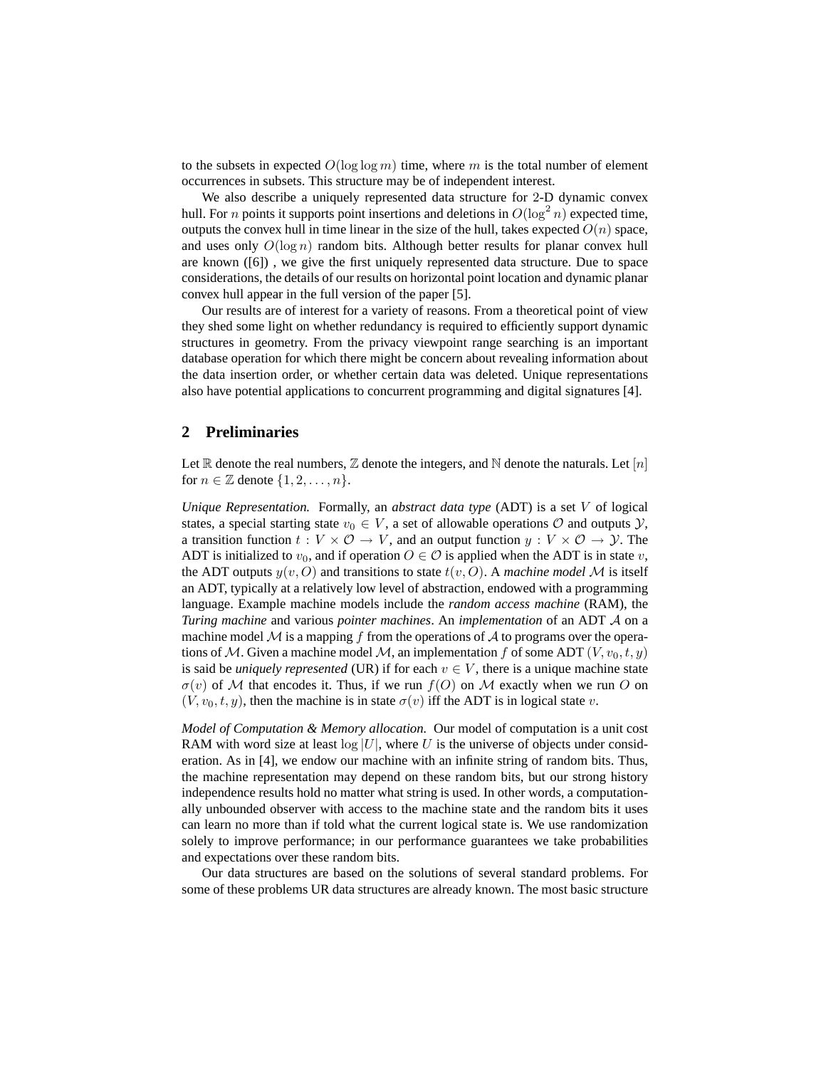to the subsets in expected $O(\log \log m)$ time, where $m$ is the total number of element occurrences in subsets. This structure may be of independent interest.

We also describe a uniquely represented data structure for 2-D dynamic convex hull. For $n$ points it supports point insertions and deletions in $O(\log^2 n)$ expected time, outputs the convex hull in time linear in the size of the hull, takes expected $O(n)$ space, and uses only $O(\log n)$ random bits. Although better results for planar convex hull are known ([6]) , we give the first uniquely represented data structure. Due to space considerations, the details of our results on horizontal point location and dynamic planar convex hull appear in the full version of the paper [5].

Our results are of interest for a variety of reasons. From a theoretical point of view they shed some light on whether redundancy is required to efficiently support dynamic structures in geometry. From the privacy viewpoint range searching is an important database operation for which there might be concern about revealing information about the data insertion order, or whether certain data was deleted. Unique representations also have potential applications to concurrent programming and digital signatures [4].

## 2 Preliminaries

Let $\mathbb{R}$ denote the real numbers, $\mathbb{Z}$ denote the integers, and $\mathbb{N}$ denote the naturals. Let $[n]$ for $n \in \mathbb{Z}$ denote $\{1, 2, \ldots, n\}$.

*Unique Representation.* Formally, an *abstract data type* (ADT) is a set $V$ of logical states, a special starting state $v_0 \in V$, a set of allowable operations $\mathcal{O}$ and outputs $\mathcal{Y}$, a transition function $t : V \times \mathcal{O} \to V$, and an output function $y : V \times \mathcal{O} \to \mathcal{Y}$. The ADT is initialized to $v_0$, and if operation $O \in \mathcal{O}$ is applied when the ADT is in state $v$, the ADT outputs $y(v, O)$ and transitions to state $t(v, O)$. A *machine model* $\mathcal{M}$ is itself an ADT, typically at a relatively low level of abstraction, endowed with a programming language. Example machine models include the *random access machine* (RAM), the *Turing machine* and various *pointer machines*. An *implementation* of an ADT $\mathcal{A}$ on a machine model $\mathcal{M}$ is a mapping $f$ from the operations of $\mathcal{A}$ to programs over the operations of $\mathcal{M}$. Given a machine model $\mathcal{M}$, an implementation $f$ of some ADT $(V, v_0, t, y)$ is said be *uniquely represented* (UR) if for each $v \in V$, there is a unique machine state $\sigma(v)$ of $\mathcal{M}$ that encodes it. Thus, if we run $f(O)$ on $\mathcal{M}$ exactly when we run $O$ on $(V, v_0, t, y)$, then the machine is in state $\sigma(v)$ iff the ADT is in logical state $v$.

*Model of Computation & Memory allocation.* Our model of computation is a unit cost RAM with word size at least $\log |U|$, where $U$ is the universe of objects under consideration. As in [4], we endow our machine with an infinite string of random bits. Thus, the machine representation may depend on these random bits, but our strong history independence results hold no matter what string is used. In other words, a computationally unbounded observer with access to the machine state and the random bits it uses can learn no more than if told what the current logical state is. We use randomization solely to improve performance; in our performance guarantees we take probabilities and expectations over these random bits.

Our data structures are based on the solutions of several standard problems. For some of these problems UR data structures are already known. The most basic structure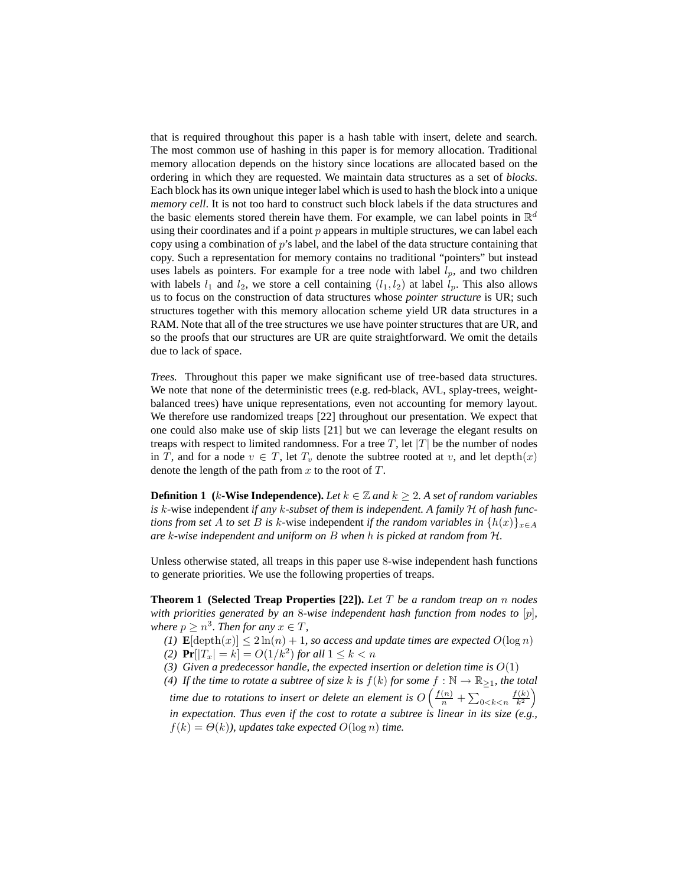that is required throughout this paper is a hash table with insert, delete and search. The most common use of hashing in this paper is for memory allocation. Traditional memory allocation depends on the history since locations are allocated based on the ordering in which they are requested. We maintain data structures as a set of *blocks*. Each block has its own unique integer label which is used to hash the block into a unique *memory cell*. It is not too hard to construct such block labels if the data structures and the basic elements stored therein have them. For example, we can label points in $\mathbb{R}^d$ using their coordinates and if a point $p$ appears in multiple structures, we can label each copy using a combination of $p$'s label, and the label of the data structure containing that copy. Such a representation for memory contains no traditional "pointers" but instead uses labels as pointers. For example for a tree node with label $l_p$, and two children with labels $l_1$ and $l_2$, we store a cell containing $(l_1, l_2)$ at label $l_p$. This also allows us to focus on the construction of data structures whose *pointer structure* is UR; such structures together with this memory allocation scheme yield UR data structures in a RAM. Note that all of the tree structures we use have pointer structures that are UR, and so the proofs that our structures are UR are quite straightforward. We omit the details due to lack of space.

*Trees.* Throughout this paper we make significant use of tree-based data structures. We note that none of the deterministic trees (e.g. red-black, AVL, splay-trees, weight-balanced trees) have unique representations, even not accounting for memory layout. We therefore use randomized treaps [22] throughout our presentation. We expect that one could also make use of skip lists [21] but we can leverage the elegant results on treaps with respect to limited randomness. For a tree $T$, let $|T|$ be the number of nodes in $T$, and for a node $v \in T$, let $T_v$ denote the subtree rooted at $v$, and let $\mathrm{depth}(x)$ denote the length of the path from $x$ to the root of $T$.

**Definition 1 ($k$-Wise Independence).** *Let $k \in \mathbb{Z}$ and $k \geq 2$. A set of random variables is* $k$-wise independent *if any $k$-subset of them is independent. A family $\mathcal{H}$ of hash functions from set $A$ to set $B$ is* $k$-wise independent *if the random variables in $\{h(x)\}_{x \in A}$ are $k$-wise independent and uniform on $B$ when $h$ is picked at random from $\mathcal{H}$.*

Unless otherwise stated, all treaps in this paper use $8$-wise independent hash functions to generate priorities. We use the following properties of treaps.

**Theorem 1 (Selected Treap Properties [22]).** *Let $T$ be a random treap on $n$ nodes with priorities generated by an $8$-wise independent hash function from nodes to $[p]$, where $p \geq n^3$. Then for any $x \in T$,*

*(1)* $\mathbf{E}[\mathrm{depth}(x)] \leq 2\ln(n) + 1$, *so access and update times are expected* $O(\log n)$

*(2)* $\mathbf{Pr}[|T_x| = k] = O(1/k^2)$ *for all* $1 \leq k < n$

*(3) Given a predecessor handle, the expected insertion or deletion time is* $O(1)$

*(4) If the time to rotate a subtree of size $k$ is $f(k)$ for some $f : \mathbb{N} \to \mathbb{R}_{\geq 1}$, the total time due to rotations to insert or delete an element is $O\left(\frac{f(n)}{n} + \sum_{0<k<n} \frac{f(k)}{k^2}\right)$ in expectation. Thus even if the cost to rotate a subtree is linear in its size (e.g., $f(k) = \Theta(k)$), updates take expected $O(\log n)$ time.*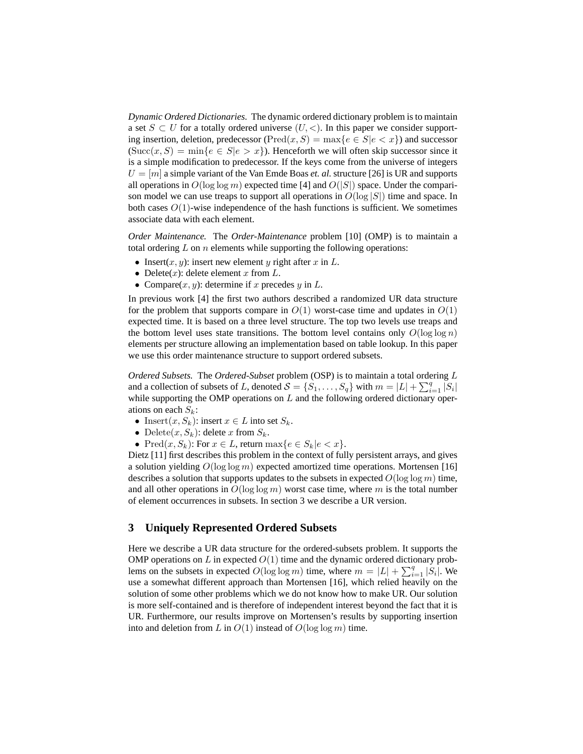*Dynamic Ordered Dictionaries.* The dynamic ordered dictionary problem is to maintain a set $S \subset U$ for a totally ordered universe $(U, <)$. In this paper we consider supporting insertion, deletion, predecessor ($\mathrm{Pred}(x, S) = \max\{e \in S | e < x\}$) and successor ($\mathrm{Succ}(x, S) = \min\{e \in S | e > x\}$). Henceforth we will often skip successor since it is a simple modification to predecessor. If the keys come from the universe of integers $U = [m]$ a simple variant of the Van Emde Boas *et. al.* structure [26] is UR and supports all operations in $O(\log \log m)$ expected time [4] and $O(|S|)$ space. Under the comparison model we can use treaps to support all operations in $O(\log |S|)$ time and space. In both cases $O(1)$-wise independence of the hash functions is sufficient. We sometimes associate data with each element.

*Order Maintenance.* The *Order-Maintenance* problem [10] (OMP) is to maintain a total ordering $L$ on $n$ elements while supporting the following operations:

- Insert($x, y$): insert new element $y$ right after $x$ in $L$.
- Delete($x$): delete element $x$ from $L$.
- Compare($x, y$): determine if $x$ precedes $y$ in $L$.

In previous work [4] the first two authors described a randomized UR data structure for the problem that supports compare in $O(1)$ worst-case time and updates in $O(1)$ expected time. It is based on a three level structure. The top two levels use treaps and the bottom level uses state transitions. The bottom level contains only $O(\log \log n)$ elements per structure allowing an implementation based on table lookup. In this paper we use this order maintenance structure to support ordered subsets.

*Ordered Subsets.* The *Ordered-Subset* problem (OSP) is to maintain a total ordering $L$ and a collection of subsets of $L$, denoted $\mathcal{S} = \{S_1, \ldots, S_q\}$ with $m = |L| + \sum_{i=1}^{q} |S_i|$ while supporting the OMP operations on $L$ and the following ordered dictionary operations on each $S_k$:

- $\mathrm{Insert}(x, S_k)$: insert $x \in L$ into set $S_k$.
- $\mathrm{Delete}(x, S_k)$: delete $x$ from $S_k$.
- $\mathrm{Pred}(x, S_k)$: For $x \in L$, return $\max\{e \in S_k | e < x\}$.

Dietz [11] first describes this problem in the context of fully persistent arrays, and gives a solution yielding $O(\log \log m)$ expected amortized time operations. Mortensen [16] describes a solution that supports updates to the subsets in expected $O(\log \log m)$ time, and all other operations in $O(\log \log m)$ worst case time, where $m$ is the total number of element occurrences in subsets. In section 3 we describe a UR version.

## 3 Uniquely Represented Ordered Subsets

Here we describe a UR data structure for the ordered-subsets problem. It supports the OMP operations on $L$ in expected $O(1)$ time and the dynamic ordered dictionary problems on the subsets in expected $O(\log \log m)$ time, where $m = |L| + \sum_{i=1}^{q} |S_i|$. We use a somewhat different approach than Mortensen [16], which relied heavily on the solution of some other problems which we do not know how to make UR. Our solution is more self-contained and is therefore of independent interest beyond the fact that it is UR. Furthermore, our results improve on Mortensen's results by supporting insertion into and deletion from $L$ in $O(1)$ instead of $O(\log \log m)$ time.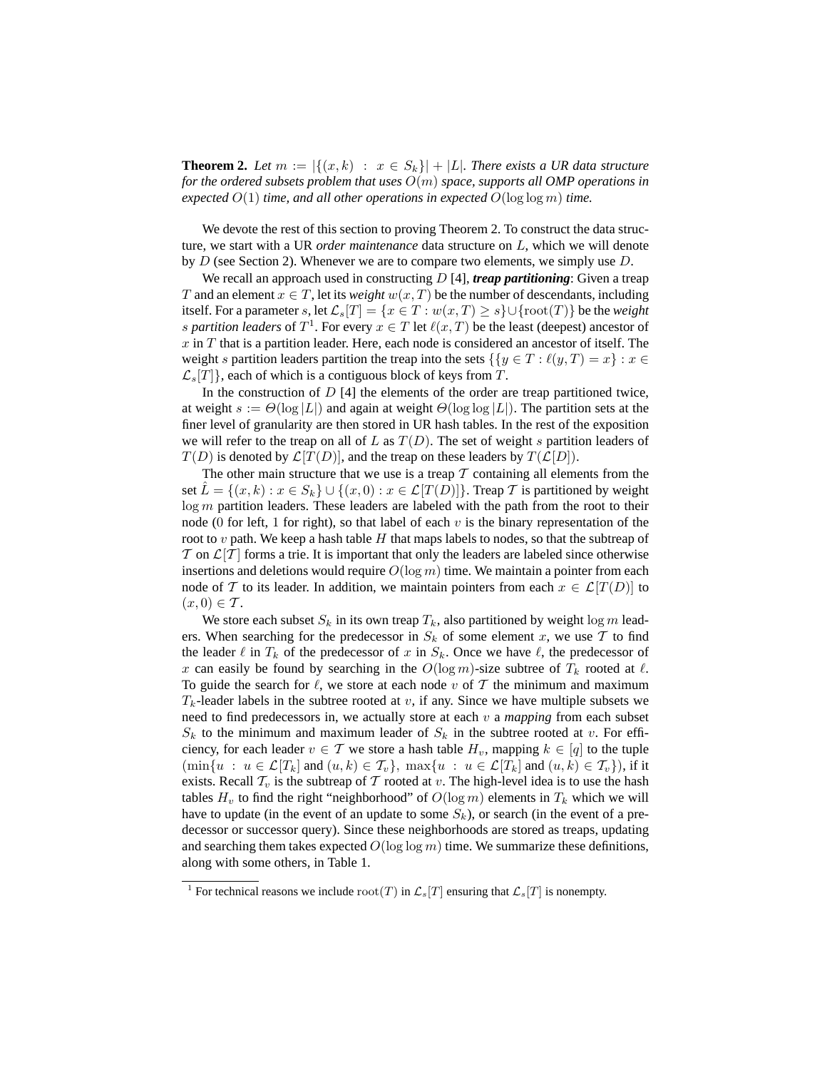**Theorem 2.** *Let $m := |\{(x,k) \ : \ x \in S_k\}| + |L|$. There exists a UR data structure for the ordered subsets problem that uses $O(m)$ space, supports all OMP operations in expected $O(1)$ time, and all other operations in expected $O(\log\log m)$ time.*

We devote the rest of this section to proving Theorem 2. To construct the data structure, we start with a UR *order maintenance* data structure on $L$, which we will denote by $D$ (see Section 2). Whenever we are to compare two elements, we simply use $D$.

We recall an approach used in constructing $D$ [4], ***treap partitioning***: Given a treap $T$ and an element $x \in T$, let its *weight* $w(x, T)$ be the number of descendants, including itself. For a parameter $s$, let $\mathcal{L}_s[T] = \{x \in T : w(x,T) \geq s\} \cup \{\text{root}(T)\}$ be the *weight $s$ partition leaders* of $T$[1]. For every $x \in T$ let $\ell(x, T)$ be the least (deepest) ancestor of $x$ in $T$ that is a partition leader. Here, each node is considered an ancestor of itself. The weight $s$ partition leaders partition the treap into the sets $\{\{y \in T : \ell(y,T) = x\} : x \in \mathcal{L}_s[T]\}$, each of which is a contiguous block of keys from $T$.

In the construction of $D$ [4] the elements of the order are treap partitioned twice, at weight $s := \Theta(\log |L|)$ and again at weight $\Theta(\log\log |L|)$. The partition sets at the finer level of granularity are then stored in UR hash tables. In the rest of the exposition we will refer to the treap on all of $L$ as $T(D)$. The set of weight $s$ partition leaders of $T(D)$ is denoted by $\mathcal{L}[T(D)]$, and the treap on these leaders by $T(\mathcal{L}[D])$.

The other main structure that we use is a treap $\mathcal{T}$ containing all elements from the set $\hat{L} = \{(x,k) : x \in S_k\} \cup \{(x, 0) : x \in \mathcal{L}[T(D)]\}$. Treap $\mathcal{T}$ is partitioned by weight $\log m$ partition leaders. These leaders are labeled with the path from the root to their node (0 for left, 1 for right), so that label of each $v$ is the binary representation of the root to $v$ path. We keep a hash table $H$ that maps labels to nodes, so that the subtreap of $\mathcal{T}$ on $\mathcal{L}[\mathcal{T}]$ forms a trie. It is important that only the leaders are labeled since otherwise insertions and deletions would require $O(\log m)$ time. We maintain a pointer from each node of $\mathcal{T}$ to its leader. In addition, we maintain pointers from each $x \in \mathcal{L}[T(D)]$ to $(x, 0) \in \mathcal{T}$.

We store each subset $S_k$ in its own treap $T_k$, also partitioned by weight $\log m$ leaders. When searching for the predecessor in $S_k$ of some element $x$, we use $\mathcal{T}$ to find the leader $\ell$ in $T_k$ of the predecessor of $x$ in $S_k$. Once we have $\ell$, the predecessor of $x$ can easily be found by searching in the $O(\log m)$-size subtree of $T_k$ rooted at $\ell$. To guide the search for $\ell$, we store at each node $v$ of $\mathcal{T}$ the minimum and maximum $T_k$-leader labels in the subtree rooted at $v$, if any. Since we have multiple subsets we need to find predecessors in, we actually store at each $v$ a *mapping* from each subset $S_k$ to the minimum and maximum leader of $S_k$ in the subtree rooted at $v$. For efficiency, for each leader $v \in \mathcal{T}$ we store a hash table $H_v$, mapping $k \in [q]$ to the tuple $(\min\{u \ : \ u \in \mathcal{L}[T_k] \text{ and } (u,k) \in \mathcal{T}_v\},\ \max\{u \ : \ u \in \mathcal{L}[T_k] \text{ and } (u,k) \in \mathcal{T}_v\})$, if it exists. Recall $\mathcal{T}_v$ is the subtreap of $\mathcal{T}$ rooted at $v$. The high-level idea is to use the hash tables $H_v$ to find the right "neighborhood" of $O(\log m)$ elements in $T_k$ which we will have to update (in the event of an update to some $S_k$), or search (in the event of a predecessor or successor query). Since these neighborhoods are stored as treaps, updating and searching them takes expected $O(\log\log m)$ time. We summarize these definitions, along with some others, in Table 1.

---

[1] For technical reasons we include $\text{root}(T)$ in $\mathcal{L}_s[T]$ ensuring that $\mathcal{L}_s[T]$ is nonempty.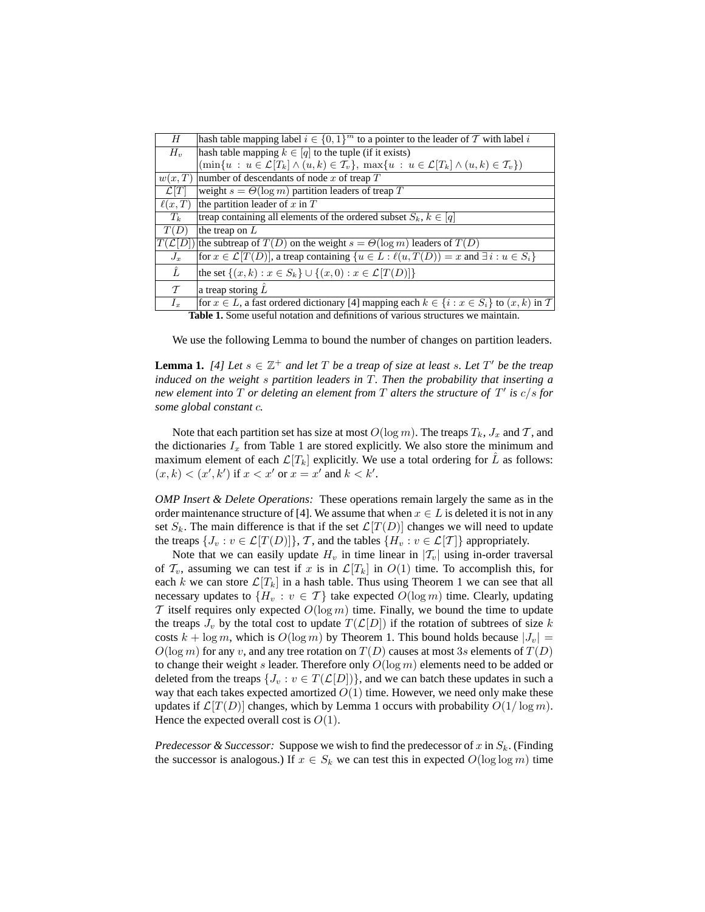| | |
|---|---|
| $H$ | hash table mapping label $i \in \{0,1\}^m$ to a pointer to the leader of $\mathcal{T}$ with label $i$ |
| $H_v$ | hash table mapping $k \in [q]$ to the tuple (if it exists) $(\min\{u : u \in \mathcal{L}[T_k] \wedge (u,k) \in \mathcal{T}_v\},\ \max\{u : u \in \mathcal{L}[T_k] \wedge (u,k) \in \mathcal{T}_v\})$ |
| $w(x,T)$ | number of descendants of node $x$ of treap $T$ |
| $\mathcal{L}[T]$ | weight $s = \Theta(\log m)$ partition leaders of treap $T$ |
| $\ell(x,T)$ | the partition leader of $x$ in $T$ |
| $T_k$ | treap containing all elements of the ordered subset $S_k$, $k \in [q]$ |
| $T(D)$ | the treap on $L$ |
| $T(\mathcal{L}[D])$ | the subtreap of $T(D)$ on the weight $s = \Theta(\log m)$ leaders of $T(D)$ |
| $J_x$ | for $x \in \mathcal{L}[T(D)]$, a treap containing $\{u \in L : \ell(u, T(D)) = x$ and $\exists i : u \in S_i\}$ |
| $\hat{L}$ | the set $\{(x,k) : x \in S_k\} \cup \{(x,0) : x \in \mathcal{L}[T(D)]\}$ |
| $\mathcal{T}$ | a treap storing $\hat{L}$ |
| $I_x$ | for $x \in L$, a fast ordered dictionary [4] mapping each $k \in \{i : x \in S_i\}$ to $(x,k)$ in $\mathcal{T}$ |

**Table 1.** Some useful notation and definitions of various structures we maintain.

We use the following Lemma to bound the number of changes on partition leaders.

**Lemma 1.** *[4] Let $s \in \mathbb{Z}^+$ and let $T$ be a treap of size at least $s$. Let $T'$ be the treap induced on the weight $s$ partition leaders in $T$. Then the probability that inserting a new element into $T$ or deleting an element from $T$ alters the structure of $T'$ is $c/s$ for some global constant $c$.*

Note that each partition set has size at most $O(\log m)$. The treaps $T_k$, $J_x$ and $\mathcal{T}$, and the dictionaries $I_x$ from Table 1 are stored explicitly. We also store the minimum and maximum element of each $\mathcal{L}[T_k]$ explicitly. We use a total ordering for $\hat{L}$ as follows: $(x,k) < (x',k')$ if $x < x'$ or $x = x'$ and $k < k'$.

*OMP Insert & Delete Operations:* These operations remain largely the same as in the order maintenance structure of [4]. We assume that when $x \in L$ is deleted it is not in any set $S_k$. The main difference is that if the set $\mathcal{L}[T(D)]$ changes we will need to update the treaps $\{J_v : v \in \mathcal{L}[T(D)]\}$, $\mathcal{T}$, and the tables $\{H_v : v \in \mathcal{L}[\mathcal{T}]\}$ appropriately.

Note that we can easily update $H_v$ in time linear in $|\mathcal{T}_v|$ using in-order traversal of $\mathcal{T}_v$, assuming we can test if $x$ is in $\mathcal{L}[T_k]$ in $O(1)$ time. To accomplish this, for each $k$ we can store $\mathcal{L}[T_k]$ in a hash table. Thus using Theorem 1 we can see that all necessary updates to $\{H_v : v \in \mathcal{T}\}$ take expected $O(\log m)$ time. Clearly, updating $\mathcal{T}$ itself requires only expected $O(\log m)$ time. Finally, we bound the time to update the treaps $J_v$ by the total cost to update $T(\mathcal{L}[D])$ if the rotation of subtrees of size $k$ costs $k + \log m$, which is $O(\log m)$ by Theorem 1. This bound holds because $|J_v| = O(\log m)$ for any $v$, and any tree rotation on $T(D)$ causes at most $3s$ elements of $T(D)$ to change their weight $s$ leader. Therefore only $O(\log m)$ elements need to be added or deleted from the treaps $\{J_v : v \in T(\mathcal{L}[D])\}$, and we can batch these updates in such a way that each takes expected amortized $O(1)$ time. However, we need only make these updates if $\mathcal{L}[T(D)]$ changes, which by Lemma 1 occurs with probability $O(1/\log m)$. Hence the expected overall cost is $O(1)$.

*Predecessor & Successor:* Suppose we wish to find the predecessor of $x$ in $S_k$. (Finding the successor is analogous.) If $x \in S_k$ we can test this in expected $O(\log\log m)$ time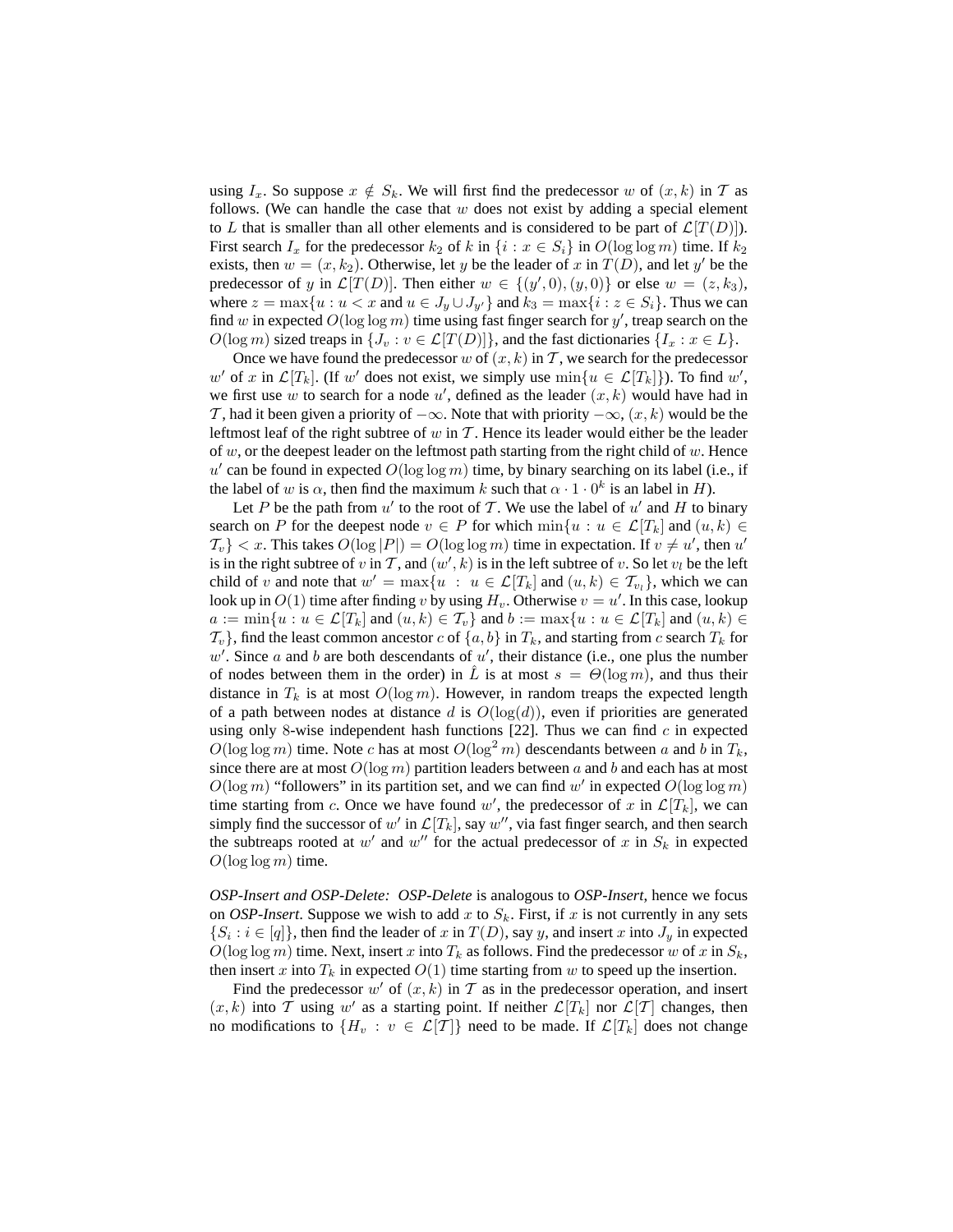using $I_x$. So suppose $x \notin S_k$. We will first find the predecessor $w$ of $(x,k)$ in $\mathcal{T}$ as follows. (We can handle the case that $w$ does not exist by adding a special element to $L$ that is smaller than all other elements and is considered to be part of $\mathcal{L}[T(D)]$). First search $I_x$ for the predecessor $k_2$ of $k$ in $\{i : x \in S_i\}$ in $O(\log\log m)$ time. If $k_2$ exists, then $w = (x, k_2)$. Otherwise, let $y$ be the leader of $x$ in $T(D)$, and let $y'$ be the predecessor of $y$ in $\mathcal{L}[T(D)]$. Then either $w \in \{(y', 0), (y, 0)\}$ or else $w = (z, k_3)$, where $z = \max\{u : u < x \text{ and } u \in J_y \cup J_{y'}\}$ and $k_3 = \max\{i : z \in S_i\}$. Thus we can find $w$ in expected $O(\log\log m)$ time using fast finger search for $y'$, treap search on the $O(\log m)$ sized treaps in $\{J_v : v \in \mathcal{L}[T(D)]\}$, and the fast dictionaries $\{I_x : x \in L\}$.

Once we have found the predecessor $w$ of $(x,k)$ in $\mathcal{T}$, we search for the predecessor $w'$ of $x$ in $\mathcal{L}[T_k]$. (If $w'$ does not exist, we simply use $\min\{u \in \mathcal{L}[T_k]\}$). To find $w'$, we first use $w$ to search for a node $u'$, defined as the leader $(x,k)$ would have had in $\mathcal{T}$, had it been given a priority of $-\infty$. Note that with priority $-\infty$, $(x,k)$ would be the leftmost leaf of the right subtree of $w$ in $\mathcal{T}$. Hence its leader would either be the leader of $w$, or the deepest leader on the leftmost path starting from the right child of $w$. Hence $u'$ can be found in expected $O(\log\log m)$ time, by binary searching on its label (i.e., if the label of $w$ is $\alpha$, then find the maximum $k$ such that $\alpha \cdot 1 \cdot 0^k$ is an label in $H$).

Let $P$ be the path from $u'$ to the root of $\mathcal{T}$. We use the label of $u'$ and $H$ to binary search on $P$ for the deepest node $v \in P$ for which $\min\{u : u \in \mathcal{L}[T_k] \text{ and } (u,k) \in \mathcal{T}_v\} < x$. This takes $O(\log|P|) = O(\log\log m)$ time in expectation. If $v \neq u'$, then $u'$ is in the right subtree of $v$ in $\mathcal{T}$, and $(w',k)$ is in the left subtree of $v$. So let $v_l$ be the left child of $v$ and note that $w' = \max\{u \,:\, u \in \mathcal{L}[T_k] \text{ and } (u,k) \in \mathcal{T}_{v_l}\}$, which we can look up in $O(1)$ time after finding $v$ by using $H_v$. Otherwise $v = u'$. In this case, lookup $a := \min\{u : u \in \mathcal{L}[T_k] \text{ and } (u,k) \in \mathcal{T}_v\}$ and $b := \max\{u : u \in \mathcal{L}[T_k] \text{ and } (u,k) \in \mathcal{T}_v\}$, find the least common ancestor $c$ of $\{a,b\}$ in $T_k$, and starting from $c$ search $T_k$ for $w'$. Since $a$ and $b$ are both descendants of $u'$, their distance (i.e., one plus the number of nodes between them in the order) in $\hat{L}$ is at most $s = \Theta(\log m)$, and thus their distance in $T_k$ is at most $O(\log m)$. However, in random treaps the expected length of a path between nodes at distance $d$ is $O(\log(d))$, even if priorities are generated using only 8-wise independent hash functions [22]. Thus we can find $c$ in expected $O(\log\log m)$ time. Note $c$ has at most $O(\log^2 m)$ descendants between $a$ and $b$ in $T_k$, since there are at most $O(\log m)$ partition leaders between $a$ and $b$ and each has at most $O(\log m)$ "followers" in its partition set, and we can find $w'$ in expected $O(\log\log m)$ time starting from $c$. Once we have found $w'$, the predecessor of $x$ in $\mathcal{L}[T_k]$, we can simply find the successor of $w'$ in $\mathcal{L}[T_k]$, say $w''$, via fast finger search, and then search the subtreaps rooted at $w'$ and $w''$ for the actual predecessor of $x$ in $S_k$ in expected $O(\log\log m)$ time.

*OSP-Insert and OSP-Delete:* *OSP-Delete* is analogous to *OSP-Insert*, hence we focus on *OSP-Insert*. Suppose we wish to add $x$ to $S_k$. First, if $x$ is not currently in any sets $\{S_i : i \in [q]\}$, then find the leader of $x$ in $T(D)$, say $y$, and insert $x$ into $J_y$ in expected $O(\log\log m)$ time. Next, insert $x$ into $T_k$ as follows. Find the predecessor $w$ of $x$ in $S_k$, then insert $x$ into $T_k$ in expected $O(1)$ time starting from $w$ to speed up the insertion.

Find the predecessor $w'$ of $(x,k)$ in $\mathcal{T}$ as in the predecessor operation, and insert $(x,k)$ into $\mathcal{T}$ using $w'$ as a starting point. If neither $\mathcal{L}[T_k]$ nor $\mathcal{L}[\mathcal{T}]$ changes, then no modifications to $\{H_v : v \in \mathcal{L}[\mathcal{T}]\}$ need to be made. If $\mathcal{L}[T_k]$ does not change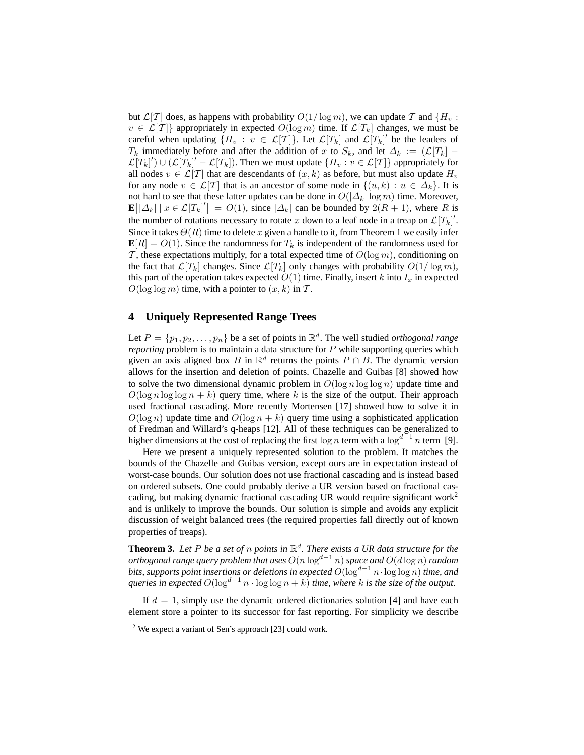but $\mathcal{L}[\mathcal{T}]$ does, as happens with probability $O(1/\log m)$, we can update $\mathcal{T}$ and $\{H_v : v \in \mathcal{L}[\mathcal{T}]\}$ appropriately in expected $O(\log m)$ time. If $\mathcal{L}[T_k]$ changes, we must be careful when updating $\{H_v : v \in \mathcal{L}[\mathcal{T}]\}$. Let $\mathcal{L}[T_k]$ and $\mathcal{L}[T_k]'$ be the leaders of $T_k$ immediately before and after the addition of $x$ to $S_k$, and let $\Delta_k := (\mathcal{L}[T_k] - \mathcal{L}[T_k]') \cup (\mathcal{L}[T_k]' - \mathcal{L}[T_k])$. Then we must update $\{H_v : v \in \mathcal{L}[\mathcal{T}]\}$ appropriately for all nodes $v \in \mathcal{L}[\mathcal{T}]$ that are descendants of $(x, k)$ as before, but must also update $H_v$ for any node $v \in \mathcal{L}[\mathcal{T}]$ that is an ancestor of some node in $\{(u, k) : u \in \Delta_k\}$. It is not hard to see that these latter updates can be done in $O(|\Delta_k| \log m)$ time. Moreover, $\mathbf{E}\left[|\Delta_k| \mid x \in \mathcal{L}[T_k]'\right] = O(1)$, since $|\Delta_k|$ can be bounded by $2(R+1)$, where $R$ is the number of rotations necessary to rotate $x$ down to a leaf node in a treap on $\mathcal{L}[T_k]'$. Since it takes $\Theta(R)$ time to delete $x$ given a handle to it, from Theorem 1 we easily infer $\mathbf{E}[R] = O(1)$. Since the randomness for $T_k$ is independent of the randomness used for $\mathcal{T}$, these expectations multiply, for a total expected time of $O(\log m)$, conditioning on the fact that $\mathcal{L}[T_k]$ changes. Since $\mathcal{L}[T_k]$ only changes with probability $O(1/\log m)$, this part of the operation takes expected $O(1)$ time. Finally, insert $k$ into $I_x$ in expected $O(\log \log m)$ time, with a pointer to $(x, k)$ in $\mathcal{T}$.

## 4 Uniquely Represented Range Trees

Let $P = \{p_1, p_2, \ldots, p_n\}$ be a set of points in $\mathbb{R}^d$. The well studied *orthogonal range reporting* problem is to maintain a data structure for $P$ while supporting queries which given an axis aligned box $B$ in $\mathbb{R}^d$ returns the points $P \cap B$. The dynamic version allows for the insertion and deletion of points. Chazelle and Guibas [8] showed how to solve the two dimensional dynamic problem in $O(\log n \log \log n)$ update time and $O(\log n \log \log n + k)$ query time, where $k$ is the size of the output. Their approach used fractional cascading. More recently Mortensen [17] showed how to solve it in $O(\log n)$ update time and $O(\log n + k)$ query time using a sophisticated application of Fredman and Willard's q-heaps [12]. All of these techniques can be generalized to higher dimensions at the cost of replacing the first $\log n$ term with a $\log^{d-1} n$ term [9].

Here we present a uniquely represented solution to the problem. It matches the bounds of the Chazelle and Guibas version, except ours are in expectation instead of worst-case bounds. Our solution does not use fractional cascading and is instead based on ordered subsets. One could probably derive a UR version based on fractional cascading, but making dynamic fractional cascading UR would require significant work[2] and is unlikely to improve the bounds. Our solution is simple and avoids any explicit discussion of weight balanced trees (the required properties fall directly out of known properties of treaps).

**Theorem 3.** *Let $P$ be a set of $n$ points in $\mathbb{R}^d$. There exists a UR data structure for the orthogonal range query problem that uses $O(n \log^{d-1} n)$ space and $O(d \log n)$ random bits, supports point insertions or deletions in expected $O(\log^{d-1} n \cdot \log \log n)$ time, and queries in expected $O(\log^{d-1} n \cdot \log \log n + k)$ time, where $k$ is the size of the output.*

If $d = 1$, simply use the dynamic ordered dictionaries solution [4] and have each element store a pointer to its successor for fast reporting. For simplicity we describe

[2] We expect a variant of Sen's approach [23] could work.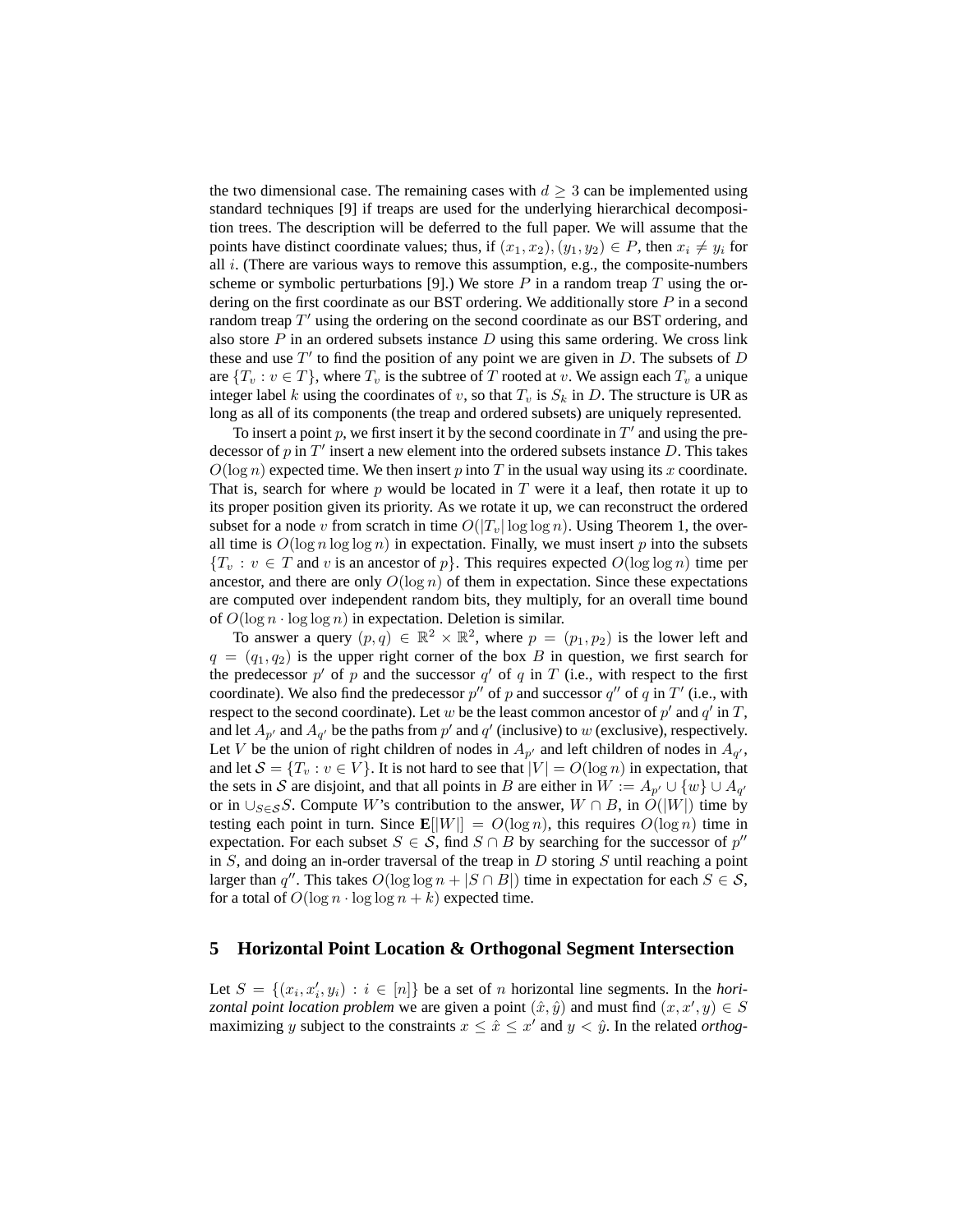the two dimensional case. The remaining cases with $d \geq 3$ can be implemented using standard techniques [9] if treaps are used for the underlying hierarchical decomposition trees. The description will be deferred to the full paper. We will assume that the points have distinct coordinate values; thus, if $(x_1, x_2), (y_1, y_2) \in P$, then $x_i \neq y_i$ for all $i$. (There are various ways to remove this assumption, e.g., the composite-numbers scheme or symbolic perturbations [9].) We store $P$ in a random treap $T$ using the ordering on the first coordinate as our BST ordering. We additionally store $P$ in a second random treap $T'$ using the ordering on the second coordinate as our BST ordering, and also store $P$ in an ordered subsets instance $D$ using this same ordering. We cross link these and use $T'$ to find the position of any point we are given in $D$. The subsets of $D$ are $\{T_v : v \in T\}$, where $T_v$ is the subtree of $T$ rooted at $v$. We assign each $T_v$ a unique integer label $k$ using the coordinates of $v$, so that $T_v$ is $S_k$ in $D$. The structure is UR as long as all of its components (the treap and ordered subsets) are uniquely represented.

To insert a point $p$, we first insert it by the second coordinate in $T'$ and using the predecessor of $p$ in $T'$ insert a new element into the ordered subsets instance $D$. This takes $O(\log n)$ expected time. We then insert $p$ into $T$ in the usual way using its $x$ coordinate. That is, search for where $p$ would be located in $T$ were it a leaf, then rotate it up to its proper position given its priority. As we rotate it up, we can reconstruct the ordered subset for a node $v$ from scratch in time $O(|T_v| \log \log n)$. Using Theorem 1, the overall time is $O(\log n \log \log n)$ in expectation. Finally, we must insert $p$ into the subsets $\{T_v : v \in T$ and $v$ is an ancestor of $p\}$. This requires expected $O(\log \log n)$ time per ancestor, and there are only $O(\log n)$ of them in expectation. Since these expectations are computed over independent random bits, they multiply, for an overall time bound of $O(\log n \cdot \log \log n)$ in expectation. Deletion is similar.

To answer a query $(p, q) \in \mathbb{R}^2 \times \mathbb{R}^2$, where $p = (p_1, p_2)$ is the lower left and $q = (q_1, q_2)$ is the upper right corner of the box $B$ in question, we first search for the predecessor $p'$ of $p$ and the successor $q'$ of $q$ in $T$ (i.e., with respect to the first coordinate). We also find the predecessor $p''$ of $p$ and successor $q''$ of $q$ in $T'$ (i.e., with respect to the second coordinate). Let $w$ be the least common ancestor of $p'$ and $q'$ in $T$, and let $A_{p'}$ and $A_{q'}$ be the paths from $p'$ and $q'$ (inclusive) to $w$ (exclusive), respectively. Let $V$ be the union of right children of nodes in $A_{p'}$ and left children of nodes in $A_{q'}$, and let $\mathcal{S} = \{T_v : v \in V\}$. It is not hard to see that $|V| = O(\log n)$ in expectation, that the sets in $\mathcal{S}$ are disjoint, and that all points in $B$ are either in $W := A_{p'} \cup \{w\} \cup A_{q'}$ or in $\cup_{S \in \mathcal{S}} S$. Compute $W$'s contribution to the answer, $W \cap B$, in $O(|W|)$ time by testing each point in turn. Since $\mathbf{E}[|W|] = O(\log n)$, this requires $O(\log n)$ time in expectation. For each subset $S \in \mathcal{S}$, find $S \cap B$ by searching for the successor of $p''$ in $S$, and doing an in-order traversal of the treap in $D$ storing $S$ until reaching a point larger than $q''$. This takes $O(\log \log n + |S \cap B|)$ time in expectation for each $S \in \mathcal{S}$, for a total of $O(\log n \cdot \log \log n + k)$ expected time.

## 5 Horizontal Point Location & Orthogonal Segment Intersection

Let $S = \{(x_i, x_i', y_i) : i \in [n]\}$ be a set of $n$ horizontal line segments. In the *horizontal point location problem* we are given a point $(\hat{x}, \hat{y})$ and must find $(x, x', y) \in S$ maximizing $y$ subject to the constraints $x \leq \hat{x} \leq x'$ and $y < \hat{y}$. In the related *orthog-*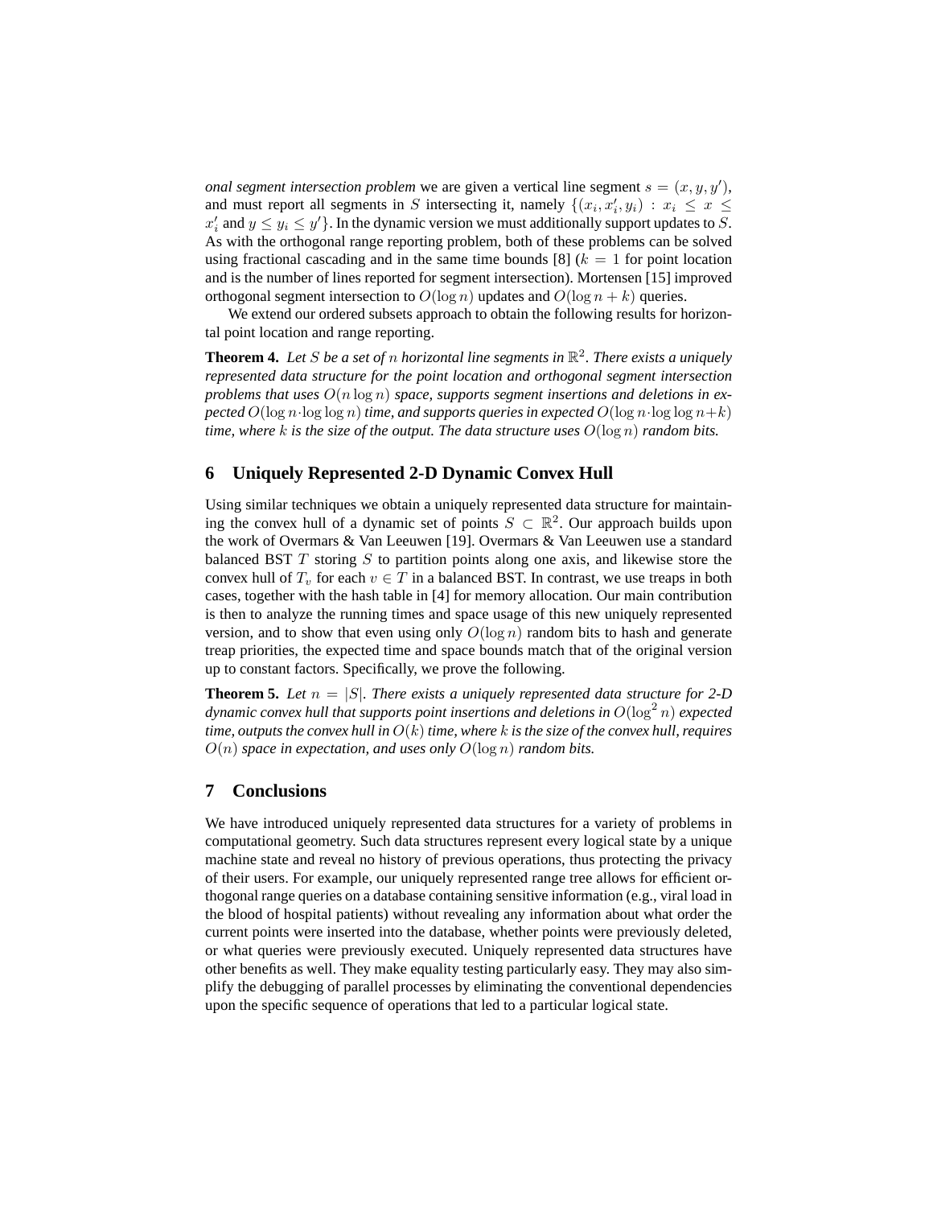*onal segment intersection problem* we are given a vertical line segment $s = (x, y, y')$, and must report all segments in $S$ intersecting it, namely $\{(x_i, x_i', y_i) : x_i \leq x \leq x_i' \text{ and } y \leq y_i \leq y'\}$. In the dynamic version we must additionally support updates to $S$. As with the orthogonal range reporting problem, both of these problems can be solved using fractional cascading and in the same time bounds [8] ($k = 1$ for point location and is the number of lines reported for segment intersection). Mortensen [15] improved orthogonal segment intersection to $O(\log n)$ updates and $O(\log n + k)$ queries.

We extend our ordered subsets approach to obtain the following results for horizontal point location and range reporting.

**Theorem 4.** *Let $S$ be a set of $n$ horizontal line segments in $\mathbb{R}^2$. There exists a uniquely represented data structure for the point location and orthogonal segment intersection problems that uses $O(n \log n)$ space, supports segment insertions and deletions in expected $O(\log n \cdot \log \log n)$ time, and supports queries in expected $O(\log n \cdot \log \log n + k)$ time, where $k$ is the size of the output. The data structure uses $O(\log n)$ random bits.*

## 6 Uniquely Represented 2-D Dynamic Convex Hull

Using similar techniques we obtain a uniquely represented data structure for maintaining the convex hull of a dynamic set of points $S \subset \mathbb{R}^2$. Our approach builds upon the work of Overmars & Van Leeuwen [19]. Overmars & Van Leeuwen use a standard balanced BST $T$ storing $S$ to partition points along one axis, and likewise store the convex hull of $T_v$ for each $v \in T$ in a balanced BST. In contrast, we use treaps in both cases, together with the hash table in [4] for memory allocation. Our main contribution is then to analyze the running times and space usage of this new uniquely represented version, and to show that even using only $O(\log n)$ random bits to hash and generate treap priorities, the expected time and space bounds match that of the original version up to constant factors. Specifically, we prove the following.

**Theorem 5.** *Let $n = |S|$. There exists a uniquely represented data structure for 2-D dynamic convex hull that supports point insertions and deletions in $O(\log^2 n)$ expected time, outputs the convex hull in $O(k)$ time, where $k$ is the size of the convex hull, requires $O(n)$ space in expectation, and uses only $O(\log n)$ random bits.*

## 7 Conclusions

We have introduced uniquely represented data structures for a variety of problems in computational geometry. Such data structures represent every logical state by a unique machine state and reveal no history of previous operations, thus protecting the privacy of their users. For example, our uniquely represented range tree allows for efficient orthogonal range queries on a database containing sensitive information (e.g., viral load in the blood of hospital patients) without revealing any information about what order the current points were inserted into the database, whether points were previously deleted, or what queries were previously executed. Uniquely represented data structures have other benefits as well. They make equality testing particularly easy. They may also simplify the debugging of parallel processes by eliminating the conventional dependencies upon the specific sequence of operations that led to a particular logical state.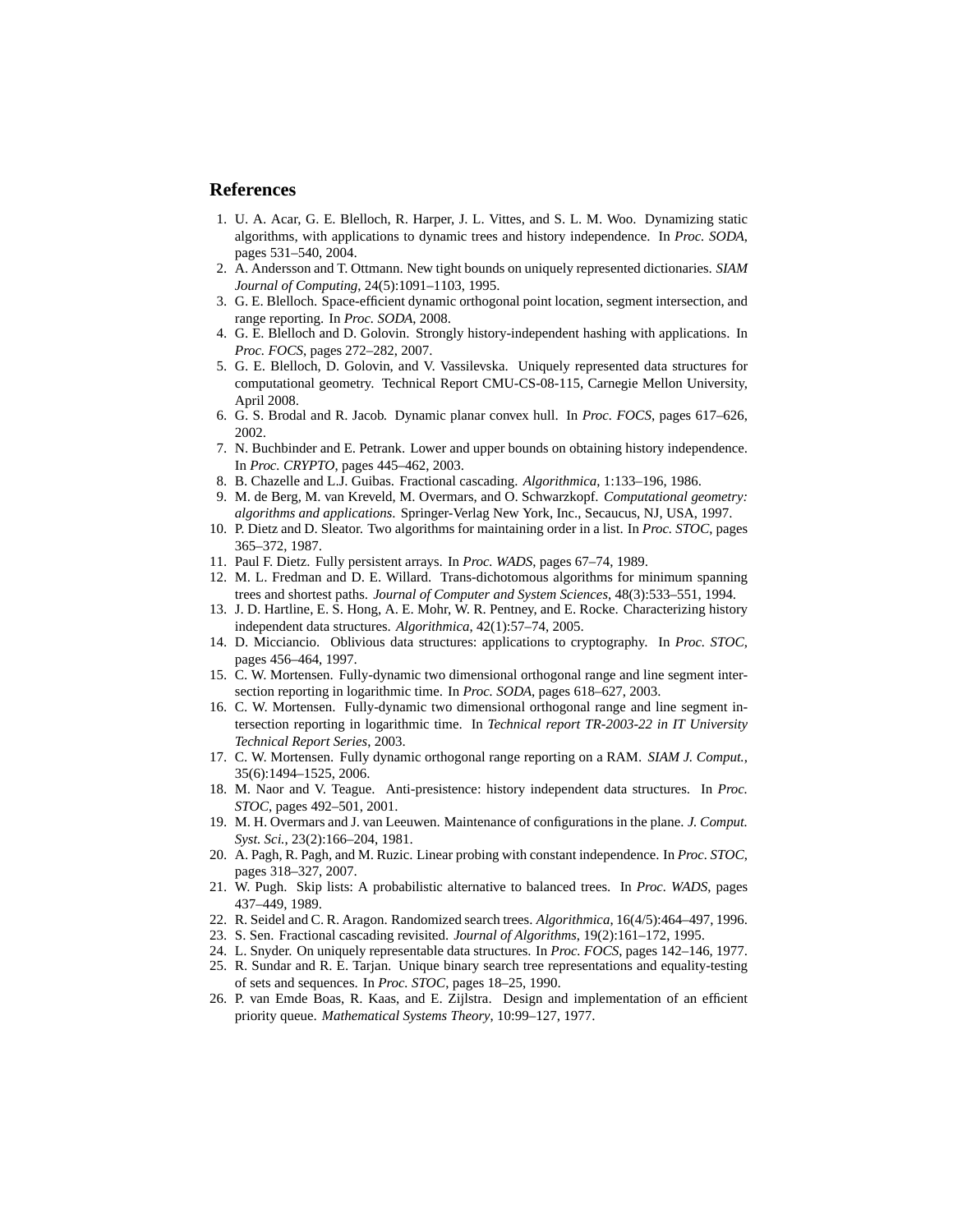## References

1. U. A. Acar, G. E. Blelloch, R. Harper, J. L. Vittes, and S. L. M. Woo. Dynamizing static algorithms, with applications to dynamic trees and history independence. In *Proc. SODA*, pages 531–540, 2004.
2. A. Andersson and T. Ottmann. New tight bounds on uniquely represented dictionaries. *SIAM Journal of Computing*, 24(5):1091–1103, 1995.
3. G. E. Blelloch. Space-efficient dynamic orthogonal point location, segment intersection, and range reporting. In *Proc. SODA*, 2008.
4. G. E. Blelloch and D. Golovin. Strongly history-independent hashing with applications. In *Proc. FOCS*, pages 272–282, 2007.
5. G. E. Blelloch, D. Golovin, and V. Vassilevska. Uniquely represented data structures for computational geometry. Technical Report CMU-CS-08-115, Carnegie Mellon University, April 2008.
6. G. S. Brodal and R. Jacob. Dynamic planar convex hull. In *Proc. FOCS*, pages 617–626, 2002.
7. N. Buchbinder and E. Petrank. Lower and upper bounds on obtaining history independence. In *Proc. CRYPTO*, pages 445–462, 2003.
8. B. Chazelle and L.J. Guibas. Fractional cascading. *Algorithmica*, 1:133–196, 1986.
9. M. de Berg, M. van Kreveld, M. Overmars, and O. Schwarzkopf. *Computational geometry: algorithms and applications*. Springer-Verlag New York, Inc., Secaucus, NJ, USA, 1997.
10. P. Dietz and D. Sleator. Two algorithms for maintaining order in a list. In *Proc. STOC*, pages 365–372, 1987.
11. Paul F. Dietz. Fully persistent arrays. In *Proc. WADS*, pages 67–74, 1989.
12. M. L. Fredman and D. E. Willard. Trans-dichotomous algorithms for minimum spanning trees and shortest paths. *Journal of Computer and System Sciences*, 48(3):533–551, 1994.
13. J. D. Hartline, E. S. Hong, A. E. Mohr, W. R. Pentney, and E. Rocke. Characterizing history independent data structures. *Algorithmica*, 42(1):57–74, 2005.
14. D. Micciancio. Oblivious data structures: applications to cryptography. In *Proc. STOC*, pages 456–464, 1997.
15. C. W. Mortensen. Fully-dynamic two dimensional orthogonal range and line segment intersection reporting in logarithmic time. In *Proc. SODA*, pages 618–627, 2003.
16. C. W. Mortensen. Fully-dynamic two dimensional orthogonal range and line segment intersection reporting in logarithmic time. In *Technical report TR-2003-22 in IT University Technical Report Series*, 2003.
17. C. W. Mortensen. Fully dynamic orthogonal range reporting on a RAM. *SIAM J. Comput.*, 35(6):1494–1525, 2006.
18. M. Naor and V. Teague. Anti-presistence: history independent data structures. In *Proc. STOC*, pages 492–501, 2001.
19. M. H. Overmars and J. van Leeuwen. Maintenance of configurations in the plane. *J. Comput. Syst. Sci.*, 23(2):166–204, 1981.
20. A. Pagh, R. Pagh, and M. Ruzic. Linear probing with constant independence. In *Proc. STOC*, pages 318–327, 2007.
21. W. Pugh. Skip lists: A probabilistic alternative to balanced trees. In *Proc. WADS*, pages 437–449, 1989.
22. R. Seidel and C. R. Aragon. Randomized search trees. *Algorithmica*, 16(4/5):464–497, 1996.
23. S. Sen. Fractional cascading revisited. *Journal of Algorithms*, 19(2):161–172, 1995.
24. L. Snyder. On uniquely representable data structures. In *Proc. FOCS*, pages 142–146, 1977.
25. R. Sundar and R. E. Tarjan. Unique binary search tree representations and equality-testing of sets and sequences. In *Proc. STOC*, pages 18–25, 1990.
26. P. van Emde Boas, R. Kaas, and E. Zijlstra. Design and implementation of an efficient priority queue. *Mathematical Systems Theory*, 10:99–127, 1977.